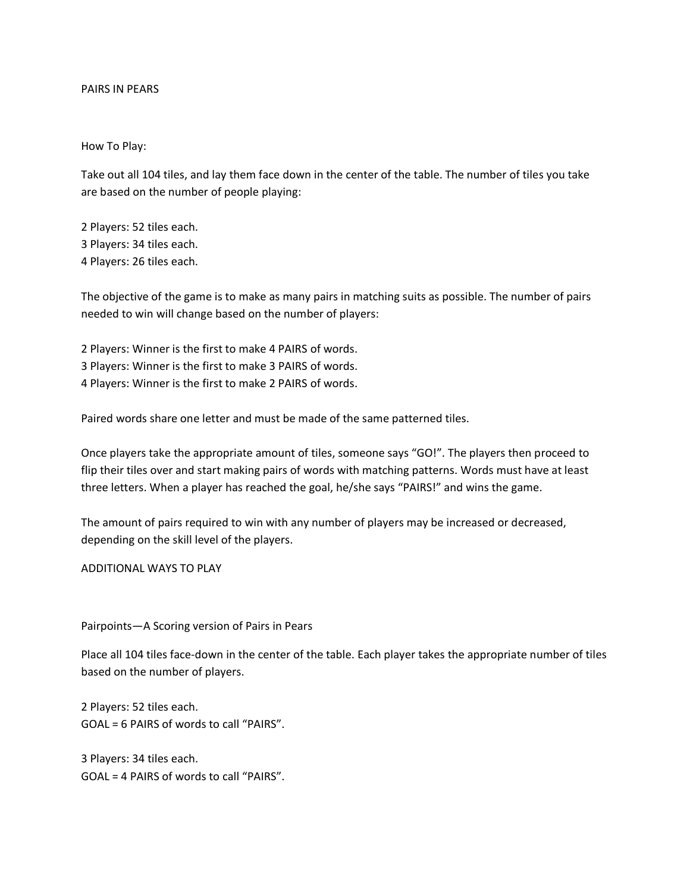# PAIRS IN PEARS

## How To Play:

Take out all 104 tiles, and lay them face down in the center of the table. The number of tiles you take are based on the number of people playing:

2 Players: 52 tiles each.
3 Players: 34 tiles each.
4 Players: 26 tiles each.

The objective of the game is to make as many pairs in matching suits as possible. The number of pairs needed to win will change based on the number of players:

2 Players: Winner is the first to make 4 PAIRS of words.
3 Players: Winner is the first to make 3 PAIRS of words.
4 Players: Winner is the first to make 2 PAIRS of words.

Paired words share one letter and must be made of the same patterned tiles.

Once players take the appropriate amount of tiles, someone says "GO!". The players then proceed to flip their tiles over and start making pairs of words with matching patterns. Words must have at least three letters. When a player has reached the goal, he/she says "PAIRS!" and wins the game.

The amount of pairs required to win with any number of players may be increased or decreased, depending on the skill level of the players.

## ADDITIONAL WAYS TO PLAY

### Pairpoints—A Scoring version of Pairs in Pears

Place all 104 tiles face-down in the center of the table. Each player takes the appropriate number of tiles based on the number of players.

2 Players: 52 tiles each.
GOAL = 6 PAIRS of words to call "PAIRS".

3 Players: 34 tiles each.
GOAL = 4 PAIRS of words to call "PAIRS".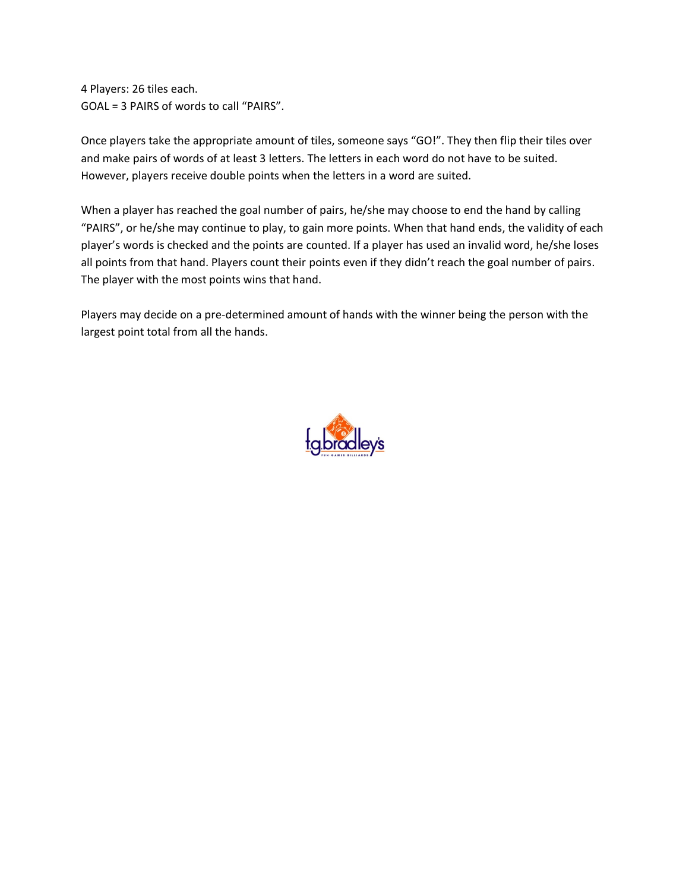4 Players: 26 tiles each.
GOAL = 3 PAIRS of words to call "PAIRS".

Once players take the appropriate amount of tiles, someone says "GO!". They then flip their tiles over and make pairs of words of at least 3 letters. The letters in each word do not have to be suited. However, players receive double points when the letters in a word are suited.

When a player has reached the goal number of pairs, he/she may choose to end the hand by calling "PAIRS", or he/she may continue to play, to gain more points. When that hand ends, the validity of each player's words is checked and the points are counted. If a player has used an invalid word, he/she loses all points from that hand. Players count their points even if they didn't reach the goal number of pairs. The player with the most points wins that hand.

Players may decide on a pre-determined amount of hands with the winner being the person with the largest point total from all the hands.